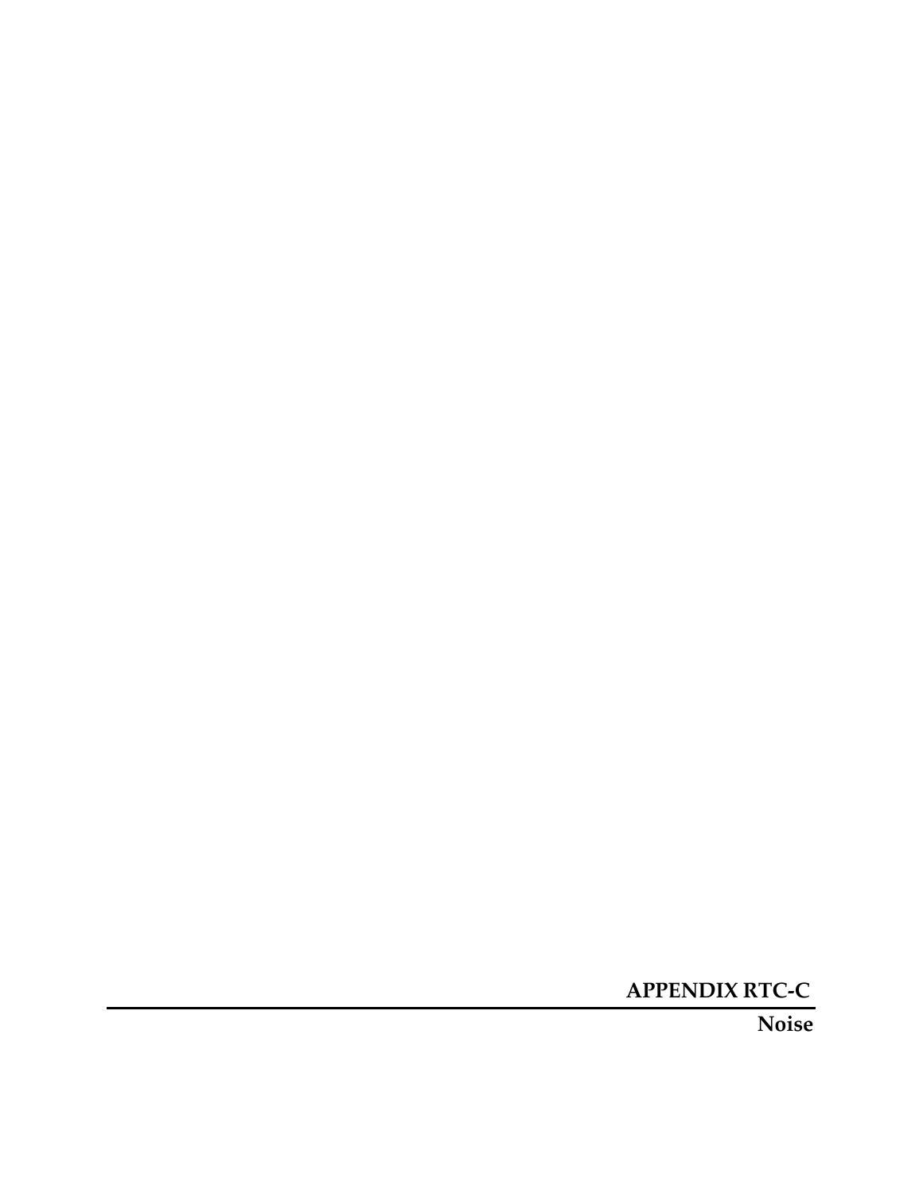# APPENDIX RTC-C

---

**Noise**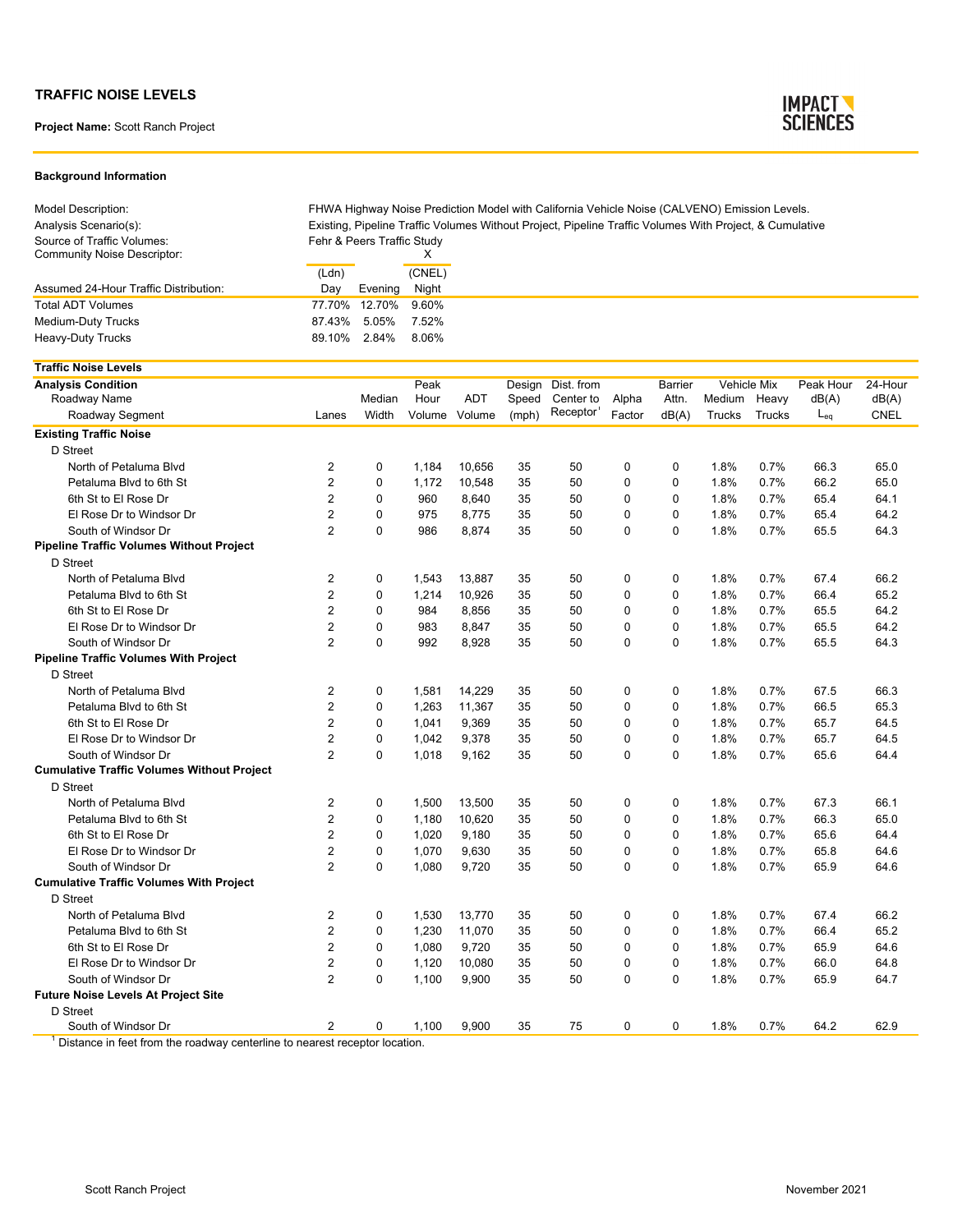**TRAFFIC NOISE LEVELS**

**Project Name:** Scott Ranch Project

IMPACT SCIENCES

**Background Information**

| | |
|---|---|
| Model Description: | FHWA Highway Noise Prediction Model with California Vehicle Noise (CALVENO) Emission Levels. |
| Analysis Scenario(s): | Existing, Pipeline Traffic Volumes Without Project, Pipeline Traffic Volumes With Project, & Cumulative |
| Source of Traffic Volumes: | Fehr & Peers Traffic Study |
| Community Noise Descriptor: | (Ldn) ___ (CNEL) X |

| Assumed 24-Hour Traffic Distribution: | Day | Evening | Night |
|---|---|---|---|
| Total ADT Volumes | 77.70% | 12.70% | 9.60% |
| Medium-Duty Trucks | 87.43% | 5.05% | 7.52% |
| Heavy-Duty Trucks | 89.10% | 2.84% | 8.06% |

**Traffic Noise Levels**

| Analysis Condition / Roadway Name / Roadway Segment | Lanes | Median Width | Peak Hour Volume | ADT Volume | Design Speed (mph) | Dist. from Center to Receptor[1] | Alpha Factor | Barrier Attn. dB(A) | Vehicle Mix Medium Trucks | Vehicle Mix Heavy Trucks | Peak Hour dB(A) $L_{eq}$ | 24-Hour dB(A) CNEL |
|---|---|---|---|---|---|---|---|---|---|---|---|---|
| **Existing Traffic Noise** | | | | | | | | | | | | |
| D Street | | | | | | | | | | | | |
| North of Petaluma Blvd | 2 | 0 | 1,184 | 10,656 | 35 | 50 | 0 | 0 | 1.8% | 0.7% | 66.3 | 65.0 |
| Petaluma Blvd to 6th St | 2 | 0 | 1,172 | 10,548 | 35 | 50 | 0 | 0 | 1.8% | 0.7% | 66.2 | 65.0 |
| 6th St to El Rose Dr | 2 | 0 | 960 | 8,640 | 35 | 50 | 0 | 0 | 1.8% | 0.7% | 65.4 | 64.1 |
| El Rose Dr to Windsor Dr | 2 | 0 | 975 | 8,775 | 35 | 50 | 0 | 0 | 1.8% | 0.7% | 65.4 | 64.2 |
| South of Windsor Dr | 2 | 0 | 986 | 8,874 | 35 | 50 | 0 | 0 | 1.8% | 0.7% | 65.5 | 64.3 |
| **Pipeline Traffic Volumes Without Project** | | | | | | | | | | | | |
| D Street | | | | | | | | | | | | |
| North of Petaluma Blvd | 2 | 0 | 1,543 | 13,887 | 35 | 50 | 0 | 0 | 1.8% | 0.7% | 67.4 | 66.2 |
| Petaluma Blvd to 6th St | 2 | 0 | 1,214 | 10,926 | 35 | 50 | 0 | 0 | 1.8% | 0.7% | 66.4 | 65.2 |
| 6th St to El Rose Dr | 2 | 0 | 984 | 8,856 | 35 | 50 | 0 | 0 | 1.8% | 0.7% | 65.5 | 64.2 |
| El Rose Dr to Windsor Dr | 2 | 0 | 983 | 8,847 | 35 | 50 | 0 | 0 | 1.8% | 0.7% | 65.5 | 64.2 |
| South of Windsor Dr | 2 | 0 | 992 | 8,928 | 35 | 50 | 0 | 0 | 1.8% | 0.7% | 65.5 | 64.3 |
| **Pipeline Traffic Volumes With Project** | | | | | | | | | | | | |
| D Street | | | | | | | | | | | | |
| North of Petaluma Blvd | 2 | 0 | 1,581 | 14,229 | 35 | 50 | 0 | 0 | 1.8% | 0.7% | 67.5 | 66.3 |
| Petaluma Blvd to 6th St | 2 | 0 | 1,263 | 11,367 | 35 | 50 | 0 | 0 | 1.8% | 0.7% | 66.5 | 65.3 |
| 6th St to El Rose Dr | 2 | 0 | 1,041 | 9,369 | 35 | 50 | 0 | 0 | 1.8% | 0.7% | 65.7 | 64.5 |
| El Rose Dr to Windsor Dr | 2 | 0 | 1,042 | 9,378 | 35 | 50 | 0 | 0 | 1.8% | 0.7% | 65.7 | 64.5 |
| South of Windsor Dr | 2 | 0 | 1,018 | 9,162 | 35 | 50 | 0 | 0 | 1.8% | 0.7% | 65.6 | 64.4 |
| **Cumulative Traffic Volumes Without Project** | | | | | | | | | | | | |
| D Street | | | | | | | | | | | | |
| North of Petaluma Blvd | 2 | 0 | 1,500 | 13,500 | 35 | 50 | 0 | 0 | 1.8% | 0.7% | 67.3 | 66.1 |
| Petaluma Blvd to 6th St | 2 | 0 | 1,180 | 10,620 | 35 | 50 | 0 | 0 | 1.8% | 0.7% | 66.3 | 65.0 |
| 6th St to El Rose Dr | 2 | 0 | 1,020 | 9,180 | 35 | 50 | 0 | 0 | 1.8% | 0.7% | 65.6 | 64.4 |
| El Rose Dr to Windsor Dr | 2 | 0 | 1,070 | 9,630 | 35 | 50 | 0 | 0 | 1.8% | 0.7% | 65.8 | 64.6 |
| South of Windsor Dr | 2 | 0 | 1,080 | 9,720 | 35 | 50 | 0 | 0 | 1.8% | 0.7% | 65.9 | 64.6 |
| **Cumulative Traffic Volumes With Project** | | | | | | | | | | | | |
| D Street | | | | | | | | | | | | |
| North of Petaluma Blvd | 2 | 0 | 1,530 | 13,770 | 35 | 50 | 0 | 0 | 1.8% | 0.7% | 67.4 | 66.2 |
| Petaluma Blvd to 6th St | 2 | 0 | 1,230 | 11,070 | 35 | 50 | 0 | 0 | 1.8% | 0.7% | 66.4 | 65.2 |
| 6th St to El Rose Dr | 2 | 0 | 1,080 | 9,720 | 35 | 50 | 0 | 0 | 1.8% | 0.7% | 65.9 | 64.6 |
| El Rose Dr to Windsor Dr | 2 | 0 | 1,120 | 10,080 | 35 | 50 | 0 | 0 | 1.8% | 0.7% | 66.0 | 64.8 |
| South of Windsor Dr | 2 | 0 | 1,100 | 9,900 | 35 | 50 | 0 | 0 | 1.8% | 0.7% | 65.9 | 64.7 |
| **Future Noise Levels At Project Site** | | | | | | | | | | | | |
| D Street | | | | | | | | | | | | |
| South of Windsor Dr | 2 | 0 | 1,100 | 9,900 | 35 | 75 | 0 | 0 | 1.8% | 0.7% | 64.2 | 62.9 |

[1] Distance in feet from the roadway centerline to nearest receptor location.